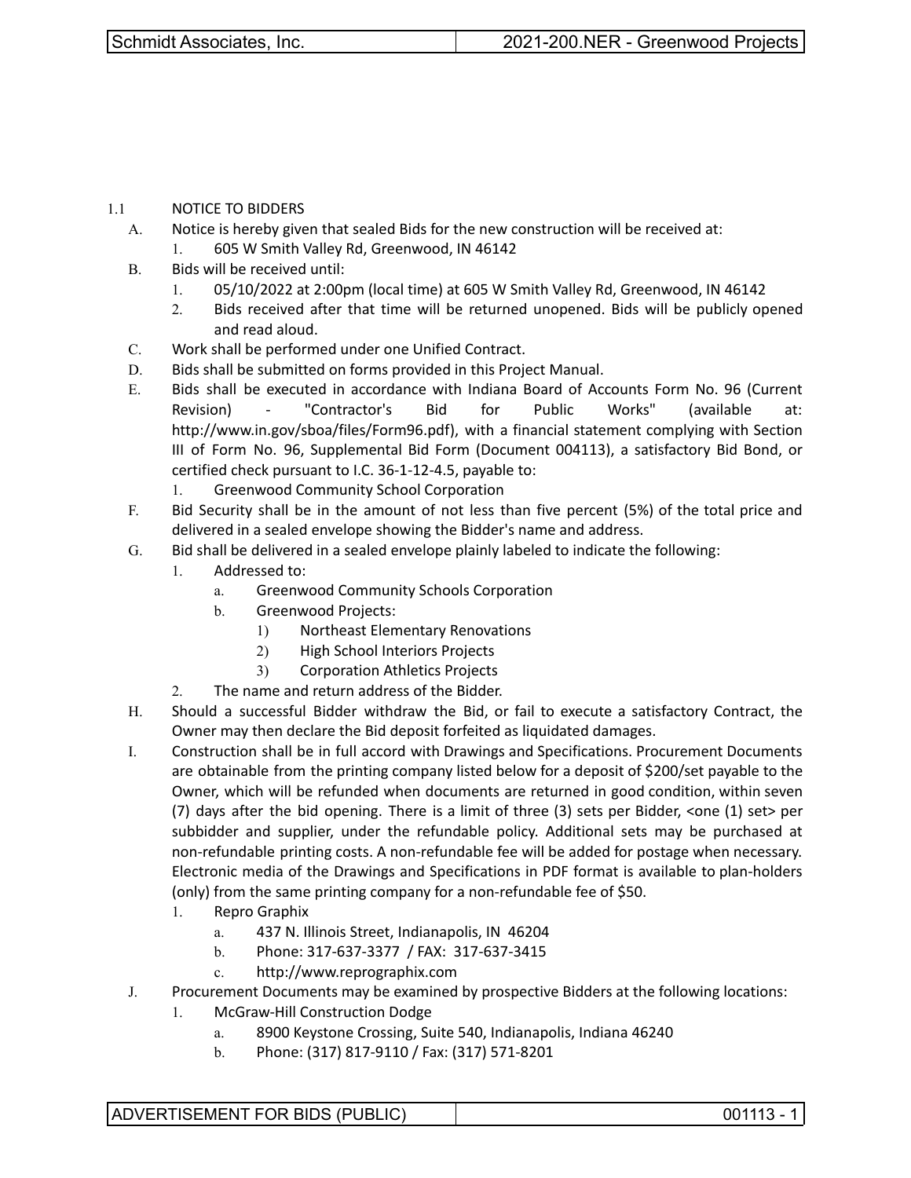## 1.1 NOTICE TO BIDDERS

A. Notice is hereby given that sealed Bids for the new construction will be received at:
   1. 605 W Smith Valley Rd, Greenwood, IN 46142

B. Bids will be received until:
   1. 05/10/2022 at 2:00pm (local time) at 605 W Smith Valley Rd, Greenwood, IN 46142
   2. Bids received after that time will be returned unopened. Bids will be publicly opened and read aloud.

C. Work shall be performed under one Unified Contract.

D. Bids shall be submitted on forms provided in this Project Manual.

E. Bids shall be executed in accordance with Indiana Board of Accounts Form No. 96 (Current Revision) - "Contractor's Bid for Public Works" (available at: http://www.in.gov/sboa/files/Form96.pdf), with a financial statement complying with Section III of Form No. 96, Supplemental Bid Form (Document 004113), a satisfactory Bid Bond, or certified check pursuant to I.C. 36-1-12-4.5, payable to:
   1. Greenwood Community School Corporation

F. Bid Security shall be in the amount of not less than five percent (5%) of the total price and delivered in a sealed envelope showing the Bidder's name and address.

G. Bid shall be delivered in a sealed envelope plainly labeled to indicate the following:
   1. Addressed to:
      a. Greenwood Community Schools Corporation
      b. Greenwood Projects:
         1) Northeast Elementary Renovations
         2) High School Interiors Projects
         3) Corporation Athletics Projects
   2. The name and return address of the Bidder.

H. Should a successful Bidder withdraw the Bid, or fail to execute a satisfactory Contract, the Owner may then declare the Bid deposit forfeited as liquidated damages.

I. Construction shall be in full accord with Drawings and Specifications. Procurement Documents are obtainable from the printing company listed below for a deposit of $200/set payable to the Owner, which will be refunded when documents are returned in good condition, within seven (7) days after the bid opening. There is a limit of three (3) sets per Bidder, <one (1) set> per subbidder and supplier, under the refundable policy. Additional sets may be purchased at non-refundable printing costs. A non-refundable fee will be added for postage when necessary. Electronic media of the Drawings and Specifications in PDF format is available to plan-holders (only) from the same printing company for a non-refundable fee of $50.
   1. Repro Graphix
      a. 437 N. Illinois Street, Indianapolis, IN 46204
      b. Phone: 317-637-3377 / FAX: 317-637-3415
      c. http://www.reprographix.com

J. Procurement Documents may be examined by prospective Bidders at the following locations:
   1. McGraw-Hill Construction Dodge
      a. 8900 Keystone Crossing, Suite 540, Indianapolis, Indiana 46240
      b. Phone: (317) 817-9110 / Fax: (317) 571-8201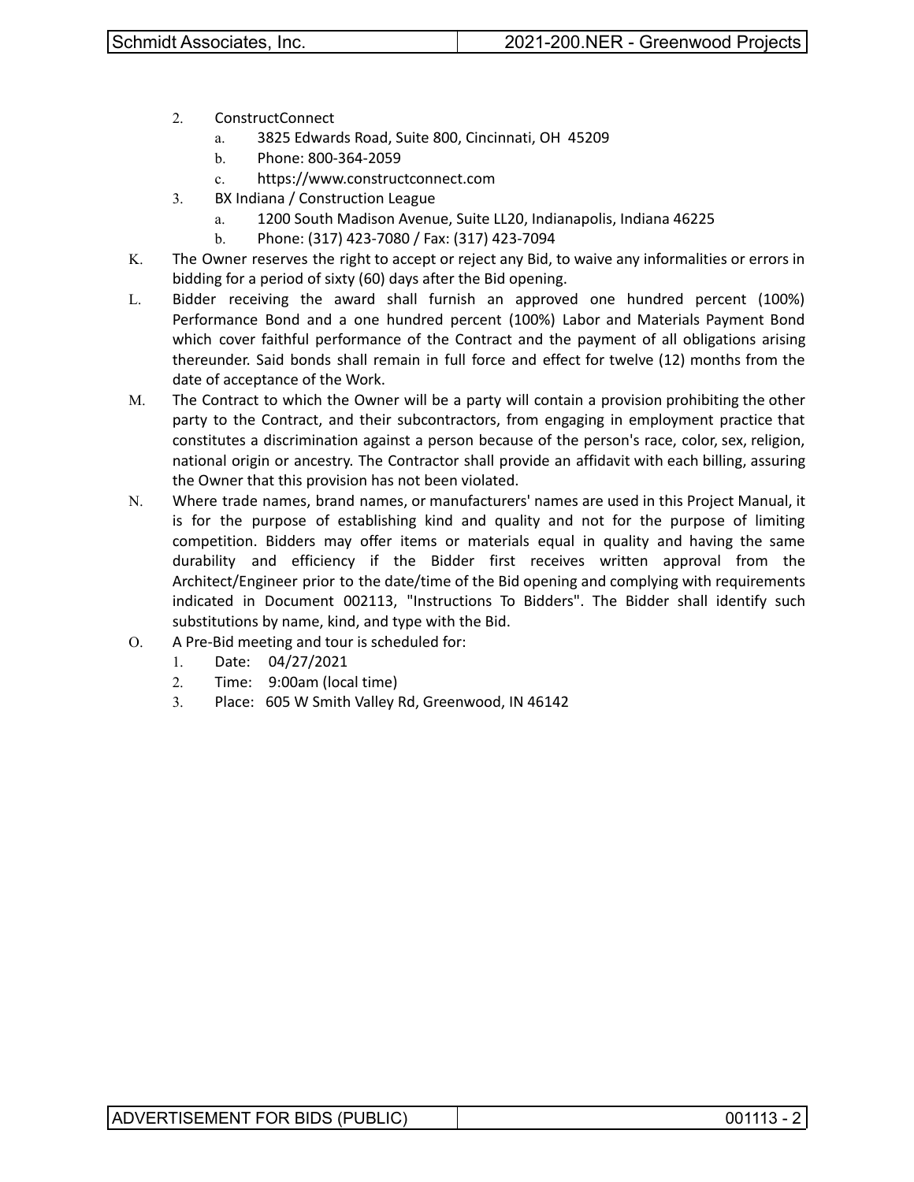2. ConstructConnect
    a. 3825 Edwards Road, Suite 800, Cincinnati, OH 45209
    b. Phone: 800-364-2059
    c. https://www.constructconnect.com
3. BX Indiana / Construction League
    a. 1200 South Madison Avenue, Suite LL20, Indianapolis, Indiana 46225
    b. Phone: (317) 423-7080 / Fax: (317) 423-7094

K. The Owner reserves the right to accept or reject any Bid, to waive any informalities or errors in bidding for a period of sixty (60) days after the Bid opening.

L. Bidder receiving the award shall furnish an approved one hundred percent (100%) Performance Bond and a one hundred percent (100%) Labor and Materials Payment Bond which cover faithful performance of the Contract and the payment of all obligations arising thereunder. Said bonds shall remain in full force and effect for twelve (12) months from the date of acceptance of the Work.

M. The Contract to which the Owner will be a party will contain a provision prohibiting the other party to the Contract, and their subcontractors, from engaging in employment practice that constitutes a discrimination against a person because of the person's race, color, sex, religion, national origin or ancestry. The Contractor shall provide an affidavit with each billing, assuring the Owner that this provision has not been violated.

N. Where trade names, brand names, or manufacturers' names are used in this Project Manual, it is for the purpose of establishing kind and quality and not for the purpose of limiting competition. Bidders may offer items or materials equal in quality and having the same durability and efficiency if the Bidder first receives written approval from the Architect/Engineer prior to the date/time of the Bid opening and complying with requirements indicated in Document 002113, "Instructions To Bidders". The Bidder shall identify such substitutions by name, kind, and type with the Bid.

O. A Pre-Bid meeting and tour is scheduled for:
1. Date: 04/27/2021
2. Time: 9:00am (local time)
3. Place: 605 W Smith Valley Rd, Greenwood, IN 46142